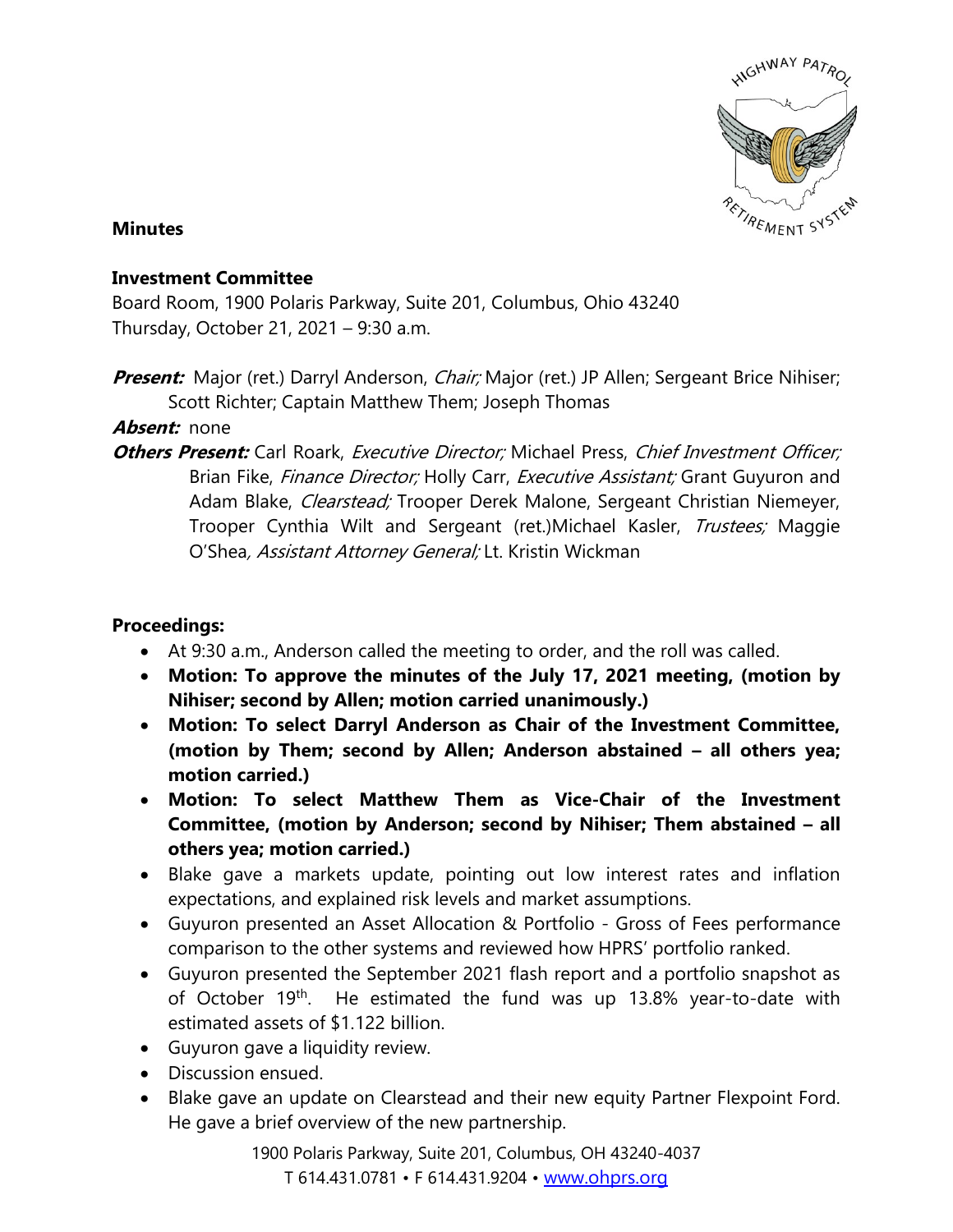**Minutes**

**Investment Committee**
Board Room, 1900 Polaris Parkway, Suite 201, Columbus, Ohio 43240
Thursday, October 21, 2021 – 9:30 a.m.

***Present:*** Major (ret.) Darryl Anderson, *Chair;* Major (ret.) JP Allen; Sergeant Brice Nihiser; Scott Richter; Captain Matthew Them; Joseph Thomas

***Absent:*** none

***Others Present:*** Carl Roark, *Executive Director;* Michael Press, *Chief Investment Officer;* Brian Fike, *Finance Director;* Holly Carr, *Executive Assistant;* Grant Guyuron and Adam Blake, *Clearstead;* Trooper Derek Malone, Sergeant Christian Niemeyer, Trooper Cynthia Wilt and Sergeant (ret.)Michael Kasler, *Trustees;* Maggie O'Shea*, Assistant Attorney General;* Lt. Kristin Wickman

**Proceedings:**

- At 9:30 a.m., Anderson called the meeting to order, and the roll was called.
- **Motion: To approve the minutes of the July 17, 2021 meeting, (motion by Nihiser; second by Allen; motion carried unanimously.)**
- **Motion: To select Darryl Anderson as Chair of the Investment Committee, (motion by Them; second by Allen; Anderson abstained – all others yea; motion carried.)**
- **Motion: To select Matthew Them as Vice-Chair of the Investment Committee, (motion by Anderson; second by Nihiser; Them abstained – all others yea; motion carried.)**
- Blake gave a markets update, pointing out low interest rates and inflation expectations, and explained risk levels and market assumptions.
- Guyuron presented an Asset Allocation & Portfolio - Gross of Fees performance comparison to the other systems and reviewed how HPRS' portfolio ranked.
- Guyuron presented the September 2021 flash report and a portfolio snapshot as of October 19th. He estimated the fund was up 13.8% year-to-date with estimated assets of $1.122 billion.
- Guyuron gave a liquidity review.
- Discussion ensued.
- Blake gave an update on Clearstead and their new equity Partner Flexpoint Ford. He gave a brief overview of the new partnership.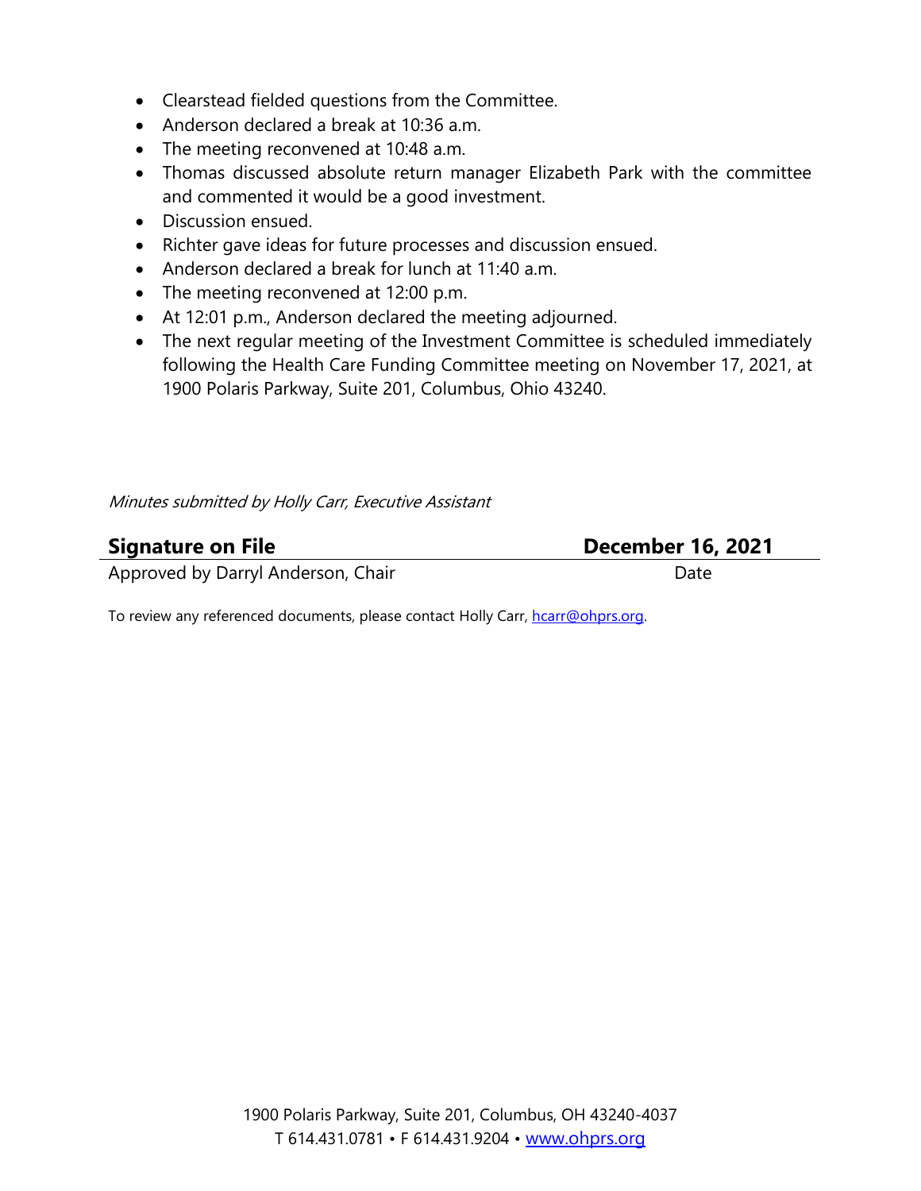- Clearstead fielded questions from the Committee.
- Anderson declared a break at 10:36 a.m.
- The meeting reconvened at 10:48 a.m.
- Thomas discussed absolute return manager Elizabeth Park with the committee and commented it would be a good investment.
- Discussion ensued.
- Richter gave ideas for future processes and discussion ensued.
- Anderson declared a break for lunch at 11:40 a.m.
- The meeting reconvened at 12:00 p.m.
- At 12:01 p.m., Anderson declared the meeting adjourned.
- The next regular meeting of the Investment Committee is scheduled immediately following the Health Care Funding Committee meeting on November 17, 2021, at 1900 Polaris Parkway, Suite 201, Columbus, Ohio 43240.

*Minutes submitted by Holly Carr, Executive Assistant*

**Signature on File** — **December 16, 2021**

Approved by Darryl Anderson, Chair — Date

To review any referenced documents, please contact Holly Carr, hcarr@ohprs.org.